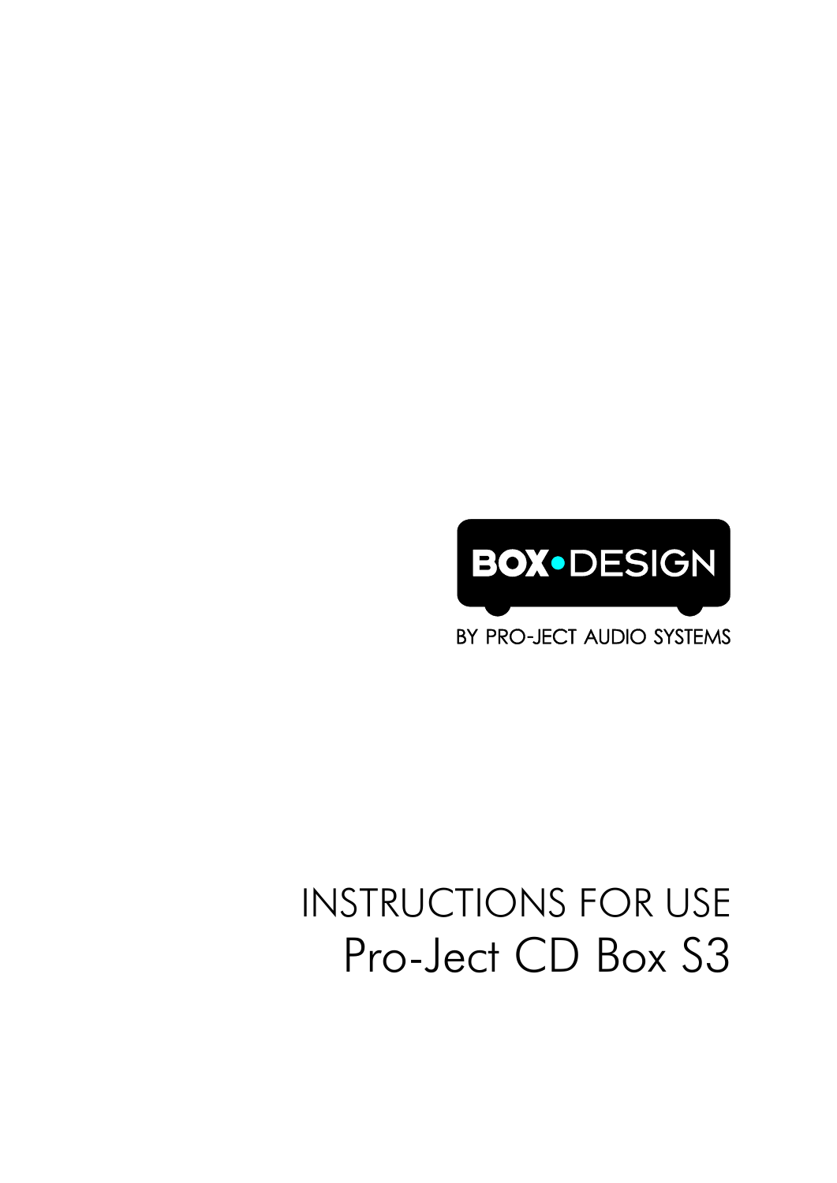BOX•DESIGN

BY PRO-JECT AUDIO SYSTEMS

# INSTRUCTIONS FOR USE

# Pro-Ject CD Box S3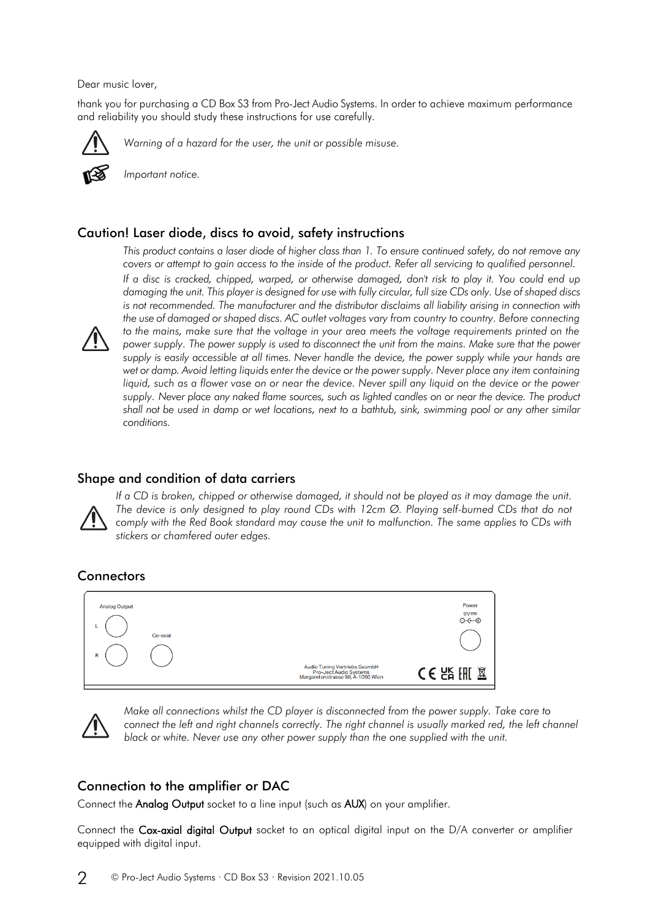Dear music lover,

thank you for purchasing a CD Box S3 from Pro-Ject Audio Systems. In order to achieve maximum performance and reliability you should study these instructions for use carefully.

*Warning of a hazard for the user, the unit or possible misuse.*

*Important notice.*

## Caution! Laser diode, discs to avoid, safety instructions

*This product contains a laser diode of higher class than 1. To ensure continued safety, do not remove any covers or attempt to gain access to the inside of the product. Refer all servicing to qualified personnel.*

*If a disc is cracked, chipped, warped, or otherwise damaged, don't risk to play it. You could end up damaging the unit. This player is designed for use with fully circular, full size CDs only. Use of shaped discs is not recommended. The manufacturer and the distributor disclaims all liability arising in connection with the use of damaged or shaped discs. AC outlet voltages vary from country to country. Before connecting to the mains, make sure that the voltage in your area meets the voltage requirements printed on the power supply. The power supply is used to disconnect the unit from the mains. Make sure that the power supply is easily accessible at all times. Never handle the device, the power supply while your hands are wet or damp. Avoid letting liquids enter the device or the power supply. Never place any item containing liquid, such as a flower vase on or near the device. Never spill any liquid on the device or the power supply. Never place any naked flame sources, such as lighted candles on or near the device. The product shall not be used in damp or wet locations, next to a bathtub, sink, swimming pool or any other similar conditions.*

## Shape and condition of data carriers

*If a CD is broken, chipped or otherwise damaged, it should not be played as it may damage the unit. The device is only designed to play round CDs with 12cm Ø. Playing self-burned CDs that do not comply with the Red Book standard may cause the unit to malfunction. The same applies to CDs with stickers or chamfered outer edges.*

## Connectors

Analog Output

L

R

Co-axial

Power
9V ⎓

Audio Tuning Vertriebs GesmbH
Pro-Ject Audio Systems
Margaretenstrasse 98, A-1050 Wien

*Make all connections whilst the CD player is disconnected from the power supply. Take care to connect the left and right channels correctly. The right channel is usually marked red, the left channel black or white. Never use any other power supply than the one supplied with the unit.*

## Connection to the amplifier or DAC

Connect the **Analog Output** socket to a line input (such as **AUX**) on your amplifier.

Connect the **Cox-axial digital Output** socket to an optical digital input on the D/A converter or amplifier equipped with digital input.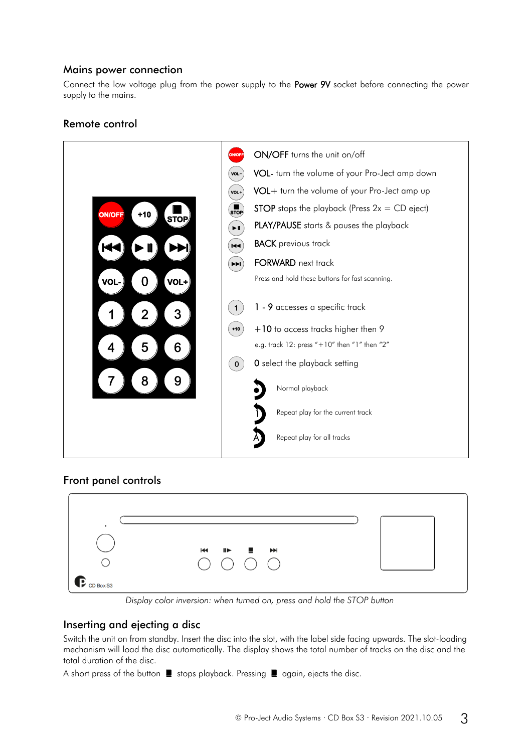## Mains power connection

Connect the low voltage plug from the power supply to the **Power 9V** socket before connecting the power supply to the mains.

## Remote control

ON/OFF turns the unit on/off

VOL- turn the volume of your Pro-Ject amp down

VOL+ turn the volume of your Pro-Ject amp up

STOP stops the playback (Press 2x = CD eject)

PLAY/PAUSE starts & pauses the playback

BACK previous track

FORWARD next track

Press and hold these buttons for fast scanning.

1 - 9 accesses a specific track

+10 to access tracks higher then 9

e.g. track 12: press "+10" then "1" then "2"

0 select the playback setting

- Normal playback
- Repeat play for the current track
- Repeat play for all tracks

## Front panel controls

*Display color inversion: when turned on, press and hold the STOP button*

## Inserting and ejecting a disc

Switch the unit on from standby. Insert the disc into the slot, with the label side facing upwards. The slot-loading mechanism will load the disc automatically. The display shows the total number of tracks on the disc and the total duration of the disc.

A short press of the button ■ stops playback. Pressing ■ again, ejects the disc.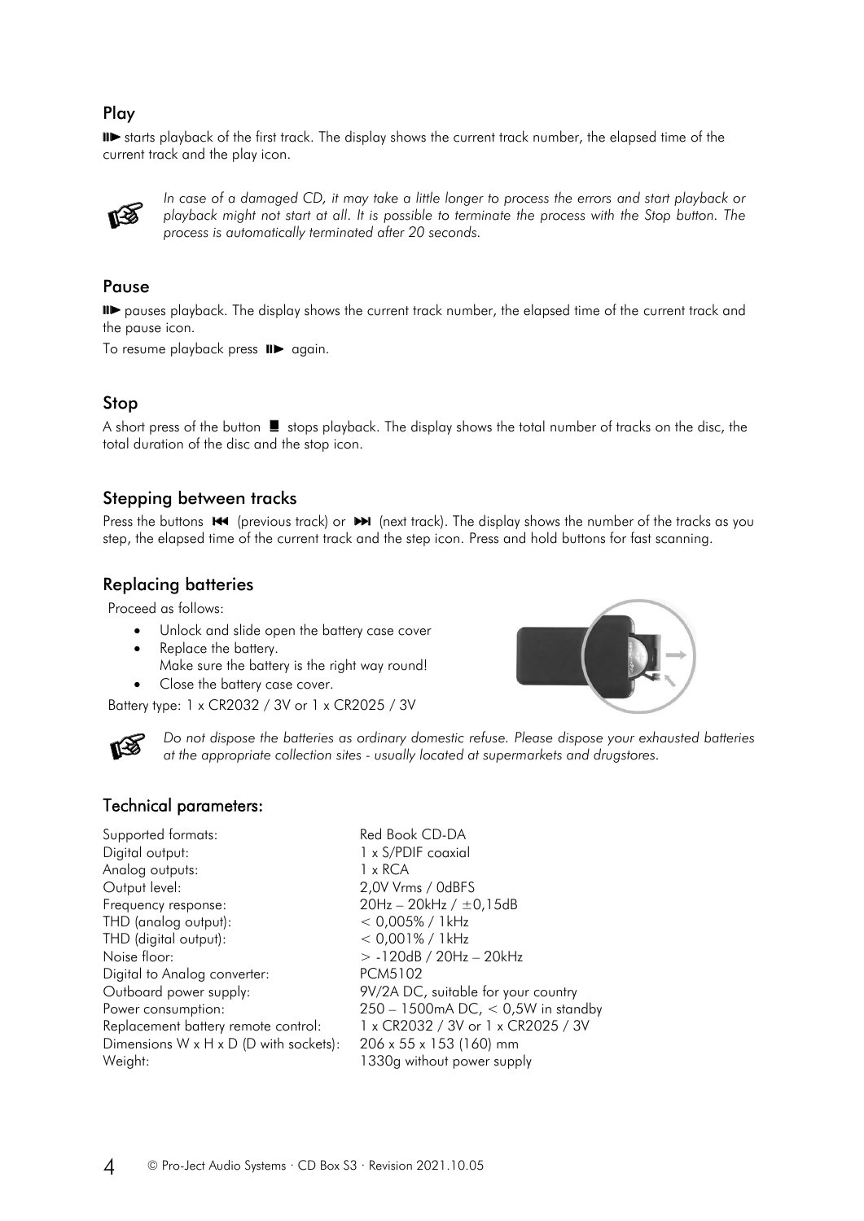## Play

⏯ starts playback of the first track. The display shows the current track number, the elapsed time of the current track and the play icon.

☞ *In case of a damaged CD, it may take a little longer to process the errors and start playback or playback might not start at all. It is possible to terminate the process with the Stop button. The process is automatically terminated after 20 seconds.*

## Pause

⏯ pauses playback. The display shows the current track number, the elapsed time of the current track and the pause icon.

To resume playback press ⏯ again.

## Stop

A short press of the button ■ stops playback. The display shows the total number of tracks on the disc, the total duration of the disc and the stop icon.

## Stepping between tracks

Press the buttons ⏮ (previous track) or ⏭ (next track). The display shows the number of the tracks as you step, the elapsed time of the current track and the step icon. Press and hold buttons for fast scanning.

## Replacing batteries

Proceed as follows:

- Unlock and slide open the battery case cover
- Replace the battery.
  Make sure the battery is the right way round!
- Close the battery case cover.

Battery type: 1 x CR2032 / 3V or 1 x CR2025 / 3V

☞ *Do not dispose the batteries as ordinary domestic refuse. Please dispose your exhausted batteries at the appropriate collection sites - usually located at supermarkets and drugstores.*

## Technical parameters:

| | |
|---|---|
| Supported formats: | Red Book CD-DA |
| Digital output: | 1 x S/PDIF coaxial |
| Analog outputs: | 1 x RCA |
| Output level: | 2,0V Vrms / 0dBFS |
| Frequency response: | 20Hz – 20kHz / ±0,15dB |
| THD (analog output): | < 0,005% / 1kHz |
| THD (digital output): | < 0,001% / 1kHz |
| Noise floor: | > -120dB / 20Hz – 20kHz |
| Digital to Analog converter: | PCM5102 |
| Outboard power supply: | 9V/2A DC, suitable for your country |
| Power consumption: | 250 – 1500mA DC, < 0,5W in standby |
| Replacement battery remote control: | 1 x CR2032 / 3V or 1 x CR2025 / 3V |
| Dimensions W x H x D (D with sockets): | 206 x 55 x 153 (160) mm |
| Weight: | 1330g without power supply |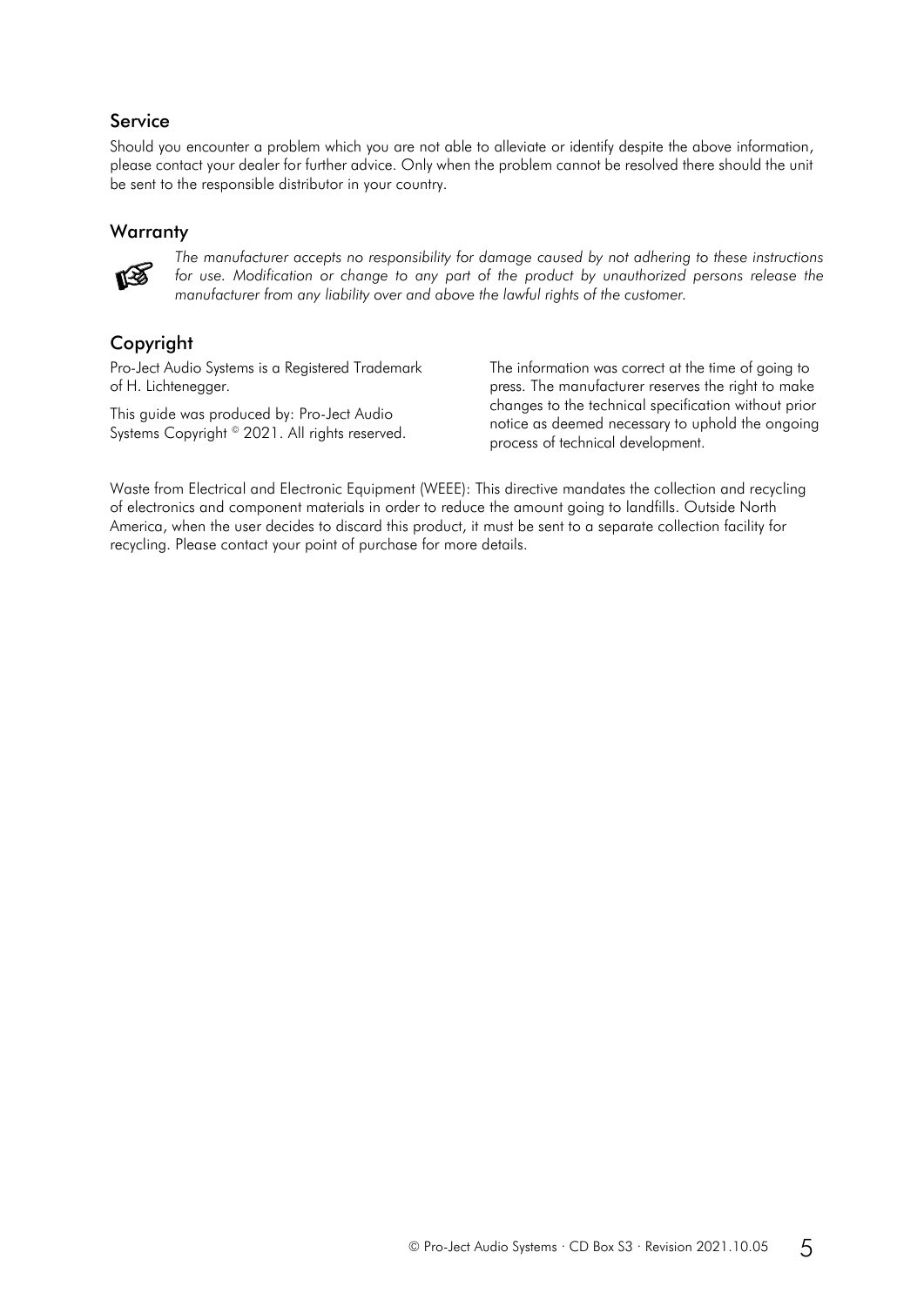## Service

Should you encounter a problem which you are not able to alleviate or identify despite the above information, please contact your dealer for further advice. Only when the problem cannot be resolved there should the unit be sent to the responsible distributor in your country.

## Warranty

*The manufacturer accepts no responsibility for damage caused by not adhering to these instructions for use. Modification or change to any part of the product by unauthorized persons release the manufacturer from any liability over and above the lawful rights of the customer.*

## Copyright

Pro-Ject Audio Systems is a Registered Trademark of H. Lichtenegger.

This guide was produced by: Pro-Ject Audio Systems Copyright © 2021. All rights reserved.

The information was correct at the time of going to press. The manufacturer reserves the right to make changes to the technical specification without prior notice as deemed necessary to uphold the ongoing process of technical development.

Waste from Electrical and Electronic Equipment (WEEE): This directive mandates the collection and recycling of electronics and component materials in order to reduce the amount going to landfills. Outside North America, when the user decides to discard this product, it must be sent to a separate collection facility for recycling. Please contact your point of purchase for more details.